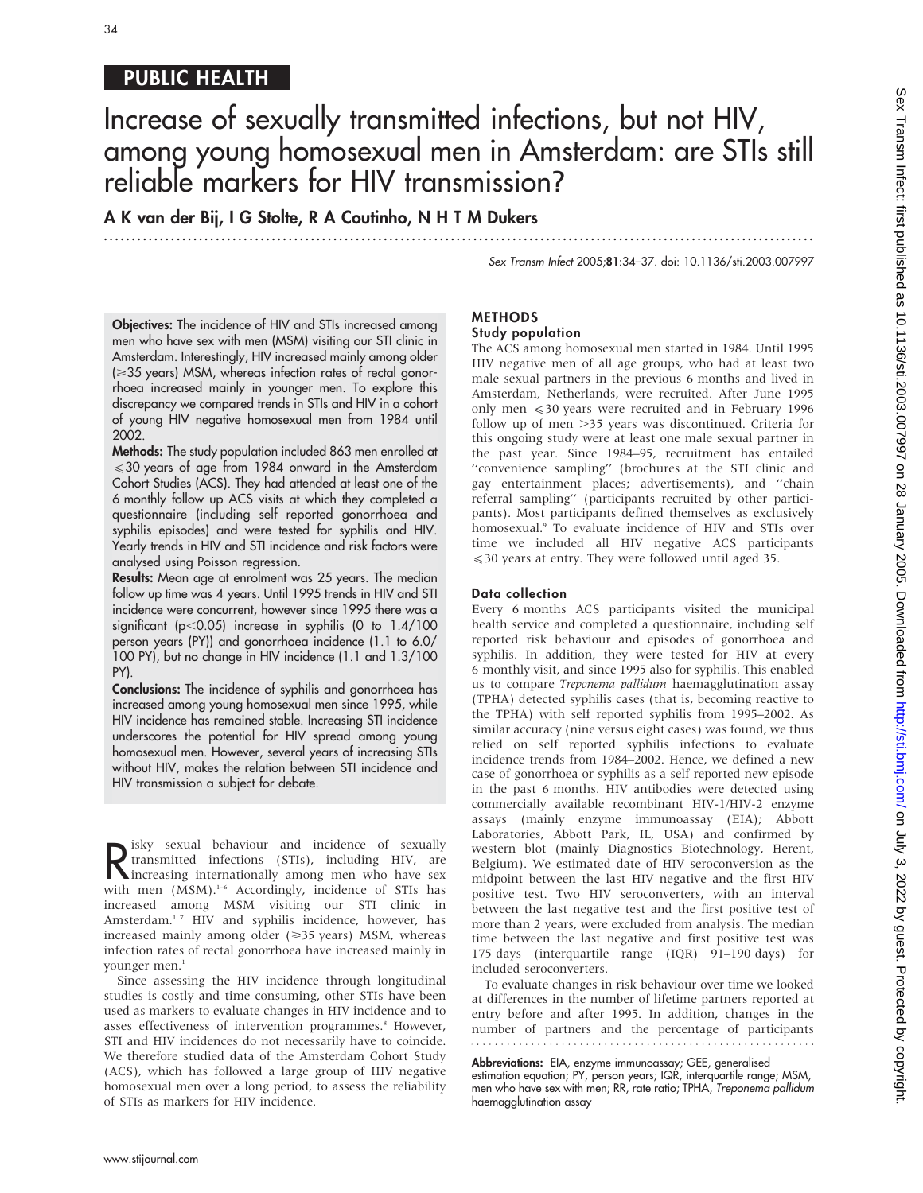PUBLIC HEALTH

# Increase of sexually transmitted infections, but not HIV, among young homosexual men in Amsterdam: are STIs still reliable markers for HIV transmission?

**A K van der Bij, I G Stolte, R A Coutinho, N H T M Dukers**

*Sex Transm Infect* 2005;**81**:34–37. doi: 10.1136/sti.2003.007997

**Objectives:** The incidence of HIV and STIs increased among men who have sex with men (MSM) visiting our STI clinic in Amsterdam. Interestingly, HIV increased mainly among older (⩾35 years) MSM, whereas infection rates of rectal gonorrhoea increased mainly in younger men. To explore this discrepancy we compared trends in STIs and HIV in a cohort of young HIV negative homosexual men from 1984 until 2002.

**Methods:** The study population included 863 men enrolled at ⩽30 years of age from 1984 onward in the Amsterdam Cohort Studies (ACS). They had attended at least one of the 6 monthly follow up ACS visits at which they completed a questionnaire (including self reported gonorrhoea and syphilis episodes) and were tested for syphilis and HIV. Yearly trends in HIV and STI incidence and risk factors were analysed using Poisson regression.

**Results:** Mean age at enrolment was 25 years. The median follow up time was 4 years. Until 1995 trends in HIV and STI incidence were concurrent, however since 1995 there was a significant ($p<0.05$) increase in syphilis (0 to 1.4/100 person years (PY)) and gonorrhoea incidence (1.1 to 6.0/100 PY), but no change in HIV incidence (1.1 and 1.3/100 PY).

**Conclusions:** The incidence of syphilis and gonorrhoea has increased among young homosexual men since 1995, while HIV incidence has remained stable. Increasing STI incidence underscores the potential for HIV spread among young homosexual men. However, several years of increasing STIs without HIV, makes the relation between STI incidence and HIV transmission a subject for debate.

Risky sexual behaviour and incidence of sexually transmitted infections (STIs), including HIV, are increasing internationally among men who have sex with men (MSM).[1–6] Accordingly, incidence of STIs has increased among MSM visiting our STI clinic in Amsterdam.[1,7] HIV and syphilis incidence, however, has increased mainly among older (⩾35 years) MSM, whereas infection rates of rectal gonorrhoea have increased mainly in younger men.[1]

Since assessing the HIV incidence through longitudinal studies is costly and time consuming, other STIs have been used as markers to evaluate changes in HIV incidence and to asses effectiveness of intervention programmes.[8] However, STI and HIV incidences do not necessarily have to coincide. We therefore studied data of the Amsterdam Cohort Study (ACS), which has followed a large group of HIV negative homosexual men over a long period, to assess the reliability of STIs as markers for HIV incidence.

## METHODS

### Study population

The ACS among homosexual men started in 1984. Until 1995 HIV negative men of all age groups, who had at least two male sexual partners in the previous 6 months and lived in Amsterdam, Netherlands, were recruited. After June 1995 only men ⩽30 years were recruited and in February 1996 follow up of men >35 years was discontinued. Criteria for this ongoing study were at least one male sexual partner in the past year. Since 1984–95, recruitment has entailed "convenience sampling" (brochures at the STI clinic and gay entertainment places; advertisements), and "chain referral sampling" (participants recruited by other participants). Most participants defined themselves as exclusively homosexual.[9] To evaluate incidence of HIV and STIs over time we included all HIV negative ACS participants ⩽30 years at entry. They were followed until aged 35.

### Data collection

Every 6 months ACS participants visited the municipal health service and completed a questionnaire, including self reported risk behaviour and episodes of gonorrhoea and syphilis. In addition, they were tested for HIV at every 6 monthly visit, and since 1995 also for syphilis. This enabled us to compare *Treponema pallidum* haemagglutination assay (TPHA) detected syphilis cases (that is, becoming reactive to the TPHA) with self reported syphilis from 1995–2002. As similar accuracy (nine versus eight cases) was found, we thus relied on self reported syphilis infections to evaluate incidence trends from 1984–2002. Hence, we defined a new case of gonorrhoea or syphilis as a self reported new episode in the past 6 months. HIV antibodies were detected using commercially available recombinant HIV-1/HIV-2 enzyme assays (mainly enzyme immunoassay (EIA); Abbott Laboratories, Abbott Park, IL, USA) and confirmed by western blot (mainly Diagnostics Biotechnology, Herent, Belgium). We estimated date of HIV seroconversion as the midpoint between the last HIV negative and the first HIV positive test. Two HIV seroconverters, with an interval between the last negative test and the first positive test of more than 2 years, were excluded from analysis. The median time between the last negative and first positive test was 175 days (interquartile range (IQR) 91–190 days) for included seroconverters.

To evaluate changes in risk behaviour over time we looked at differences in the number of lifetime partners reported at entry before and after 1995. In addition, changes in the number of partners and the percentage of participants

**Abbreviations:** EIA, enzyme immunoassay; GEE, generalised estimation equation; PY, person years; IQR, interquartile range; MSM, men who have sex with men; RR, rate ratio; TPHA, *Treponema pallidum* haemagglutination assay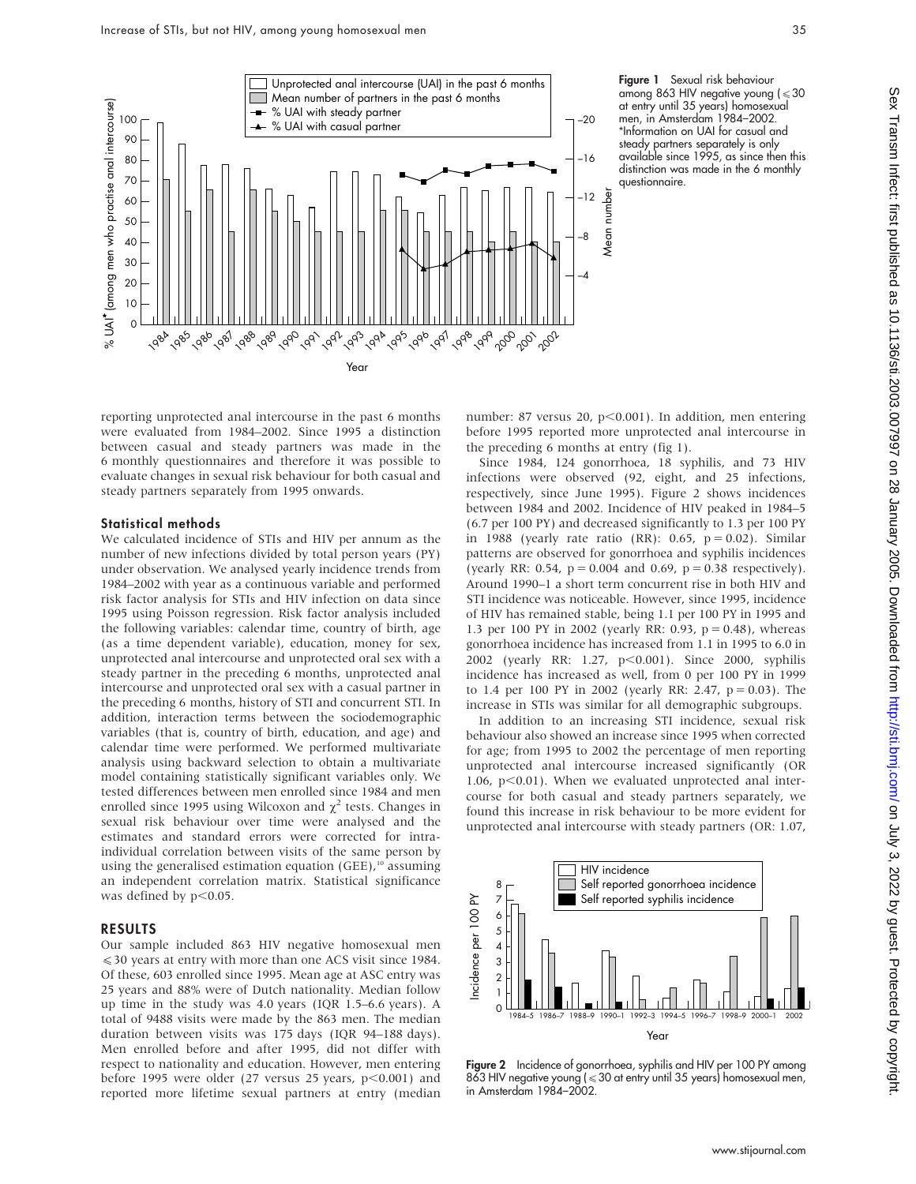**Figure 1** Sexual risk behaviour among 863 HIV negative young (≤30 at entry until 35 years) homosexual men, in Amsterdam 1984–2002. *Information on UAI for casual and steady partners separately is only available since 1995, as since then this distinction was made in the 6 monthly questionnaire.

reporting unprotected anal intercourse in the past 6 months were evaluated from 1984–2002. Since 1995 a distinction between casual and steady partners was made in the 6 monthly questionnaires and therefore it was possible to evaluate changes in sexual risk behaviour for both casual and steady partners separately from 1995 onwards.

### Statistical methods

We calculated incidence of STIs and HIV per annum as the number of new infections divided by total person years (PY) under observation. We analysed yearly incidence trends from 1984–2002 with year as a continuous variable and performed risk factor analysis for STIs and HIV infection on data since 1995 using Poisson regression. Risk factor analysis included the following variables: calendar time, country of birth, age (as a time dependent variable), education, money for sex, unprotected anal intercourse and unprotected oral sex with a steady partner in the preceding 6 months, unprotected anal intercourse and unprotected oral sex with a casual partner in the preceding 6 months, history of STI and concurrent STI. In addition, interaction terms between the sociodemographic variables (that is, country of birth, education, and age) and calendar time were performed. We performed multivariate analysis using backward selection to obtain a multivariate model containing statistically significant variables only. We tested differences between men enrolled since 1984 and men enrolled since 1995 using Wilcoxon and $\chi^2$ tests. Changes in sexual risk behaviour over time were analysed and the estimates and standard errors were corrected for intra-individual correlation between visits of the same person by using the generalised estimation equation (GEE),[10] assuming an independent correlation matrix. Statistical significance was defined by $p<0.05$.

## RESULTS

Our sample included 863 HIV negative homosexual men ≤30 years at entry with more than one ACS visit since 1984. Of these, 603 enrolled since 1995. Mean age at ASC entry was 25 years and 88% were of Dutch nationality. Median follow up time in the study was 4.0 years (IQR 1.5–6.6 years). A total of 9488 visits were made by the 863 men. The median duration between visits was 175 days (IQR 94–188 days). Men enrolled before and after 1995, did not differ with respect to nationality and education. However, men entering before 1995 were older (27 versus 25 years, $p<0.001$) and reported more lifetime sexual partners at entry (median number: 87 versus 20, $p<0.001$). In addition, men entering before 1995 reported more unprotected anal intercourse in the preceding 6 months at entry (fig 1).

Since 1984, 124 gonorrhoea, 18 syphilis, and 73 HIV infections were observed (92, eight, and 25 infections, respectively, since June 1995). Figure 2 shows incidences between 1984 and 2002. Incidence of HIV peaked in 1984–5 (6.7 per 100 PY) and decreased significantly to 1.3 per 100 PY in 1988 (yearly rate ratio (RR): 0.65, $p=0.02$). Similar patterns are observed for gonorrhoea and syphilis incidences (yearly RR: 0.54, $p=0.004$ and 0.69, $p=0.38$ respectively). Around 1990–1 a short term concurrent rise in both HIV and STI incidence was noticeable. However, since 1995, incidence of HIV has remained stable, being 1.1 per 100 PY in 1995 and 1.3 per 100 PY in 2002 (yearly RR: 0.93, $p=0.48$), whereas gonorrhoea incidence has increased from 1.1 in 1995 to 6.0 in 2002 (yearly RR: 1.27, $p<0.001$). Since 2000, syphilis incidence has increased as well, from 0 per 100 PY in 1999 to 1.4 per 100 PY in 2002 (yearly RR: 2.47, $p=0.03$). The increase in STIs was similar for all demographic subgroups.

In addition to an increasing STI incidence, sexual risk behaviour also showed an increase since 1995 when corrected for age; from 1995 to 2002 the percentage of men reporting unprotected anal intercourse increased significantly (OR 1.06, $p<0.01$). When we evaluated unprotected anal intercourse for both casual and steady partners separately, we found this increase in risk behaviour to be more evident for unprotected anal intercourse with steady partners (OR: 1.07,

**Figure 2** Incidence of gonorrhoea, syphilis and HIV per 100 PY among 863 HIV negative young (≤30 at entry until 35 years) homosexual men, in Amsterdam 1984–2002.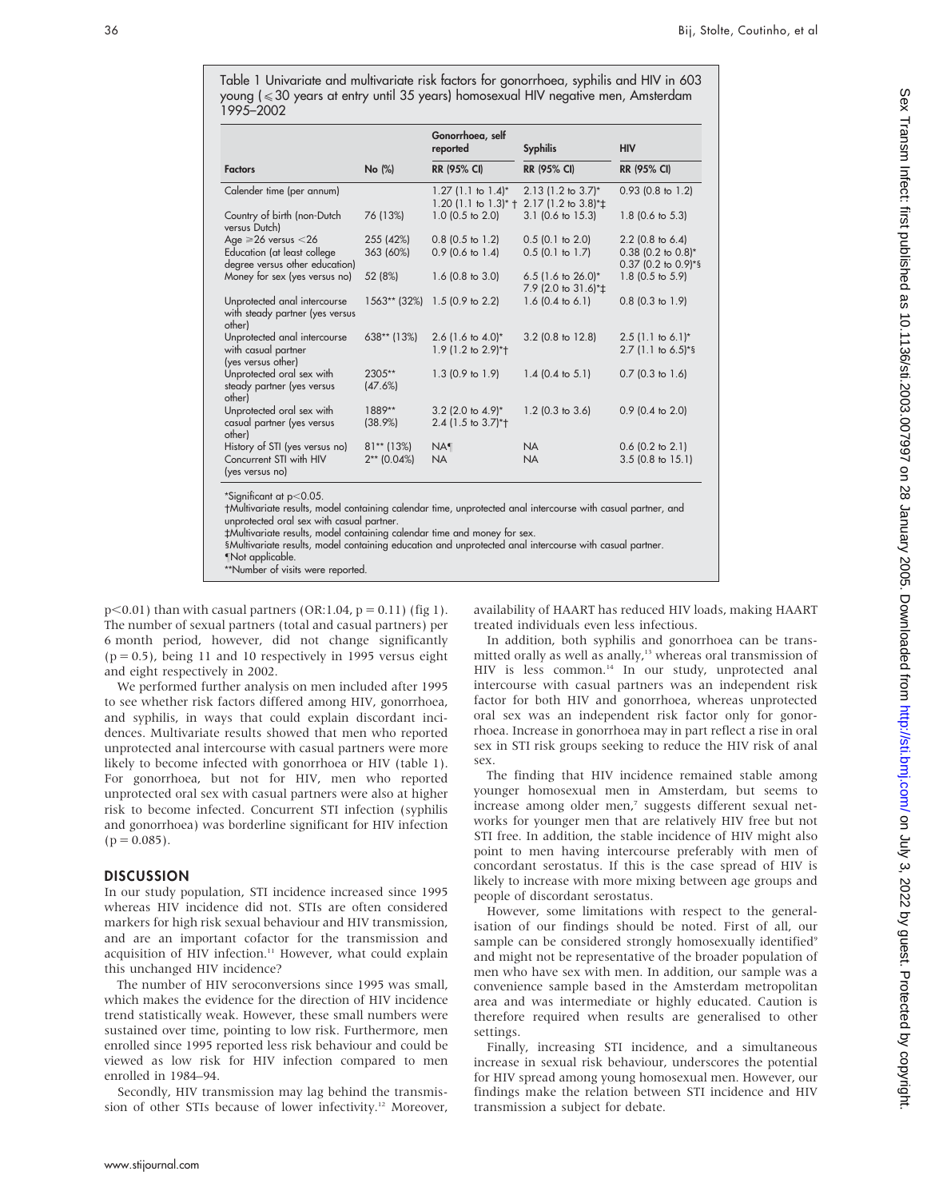Table 1 Univariate and multivariate risk factors for gonorrhoea, syphilis and HIV in 603 young (⩽30 years at entry until 35 years) homosexual HIV negative men, Amsterdam 1995–2002

| Factors | No (%) | Gonorrhoea, self reported RR (95% CI) | Syphilis RR (95% CI) | HIV RR (95% CI) |
|---|---|---|---|---|
| Calender time (per annum) | | 1.27 (1.1 to 1.4)* 1.20 (1.1 to 1.3)* † | 2.13 (1.2 to 3.7)* 2.17 (1.2 to 3.8)*‡ | 0.93 (0.8 to 1.2) |
| Country of birth (non-Dutch versus Dutch) | 76 (13%) | 1.0 (0.5 to 2.0) | 3.1 (0.6 to 15.3) | 1.8 (0.6 to 5.3) |
| Age ⩾26 versus <26 | 255 (42%) | 0.8 (0.5 to 1.2) | 0.5 (0.1 to 2.0) | 2.2 (0.8 to 6.4) |
| Education (at least college degree versus other education) | 363 (60%) | 0.9 (0.6 to 1.4) | 0.5 (0.1 to 1.7) | 0.38 (0.2 to 0.8)* 0.37 (0.2 to 0.9)*§ |
| Money for sex (yes versus no) | 52 (8%) | 1.6 (0.8 to 3.0) | 6.5 (1.6 to 26.0)* 7.9 (2.0 to 31.6)*‡ | 1.8 (0.5 to 5.9) |
| Unprotected anal intercourse with steady partner (yes versus other) | 1563** (32%) | 1.5 (0.9 to 2.2) | 1.6 (0.4 to 6.1) | 0.8 (0.3 to 1.9) |
| Unprotected anal intercourse with casual partner (yes versus other) | 638** (13%) | 2.6 (1.6 to 4.0)* 1.9 (1.2 to 2.9)*† | 3.2 (0.8 to 12.8) | 2.5 (1.1 to 6.1)* 2.7 (1.1 to 6.5)*§ |
| Unprotected oral sex with steady partner (yes versus other) | 2305** (47.6%) | 1.3 (0.9 to 1.9) | 1.4 (0.4 to 5.1) | 0.7 (0.3 to 1.6) |
| Unprotected oral sex with casual partner (yes versus other) | 1889** (38.9%) | 3.2 (2.0 to 4.9)* 2.4 (1.5 to 3.7)*† | 1.2 (0.3 to 3.6) | 0.9 (0.4 to 2.0) |
| History of STI (yes versus no) | 81** (13%) | NA¶ | NA | 0.6 (0.2 to 2.1) |
| Concurrent STI with HIV (yes versus no) | 2** (0.04%) | NA | NA | 3.5 (0.8 to 15.1) |

*Significant at $p<0.05$.
†Multivariate results, model containing calendar time, unprotected anal intercourse with casual partner, and unprotected oral sex with casual partner.
‡Multivariate results, model containing calendar time and money for sex.
§Multivariate results, model containing education and unprotected anal intercourse with casual partner.
¶Not applicable.
**Number of visits were reported.

$p<0.01$) than with casual partners (OR:1.04, $p = 0.11$) (fig 1). The number of sexual partners (total and casual partners) per 6 month period, however, did not change significantly ($p = 0.5$), being 11 and 10 respectively in 1995 versus eight and eight respectively in 2002.

We performed further analysis on men included after 1995 to see whether risk factors differed among HIV, gonorrhoea, and syphilis, in ways that could explain discordant incidences. Multivariate results showed that men who reported unprotected anal intercourse with casual partners were more likely to become infected with gonorrhoea or HIV (table 1). For gonorrhoea, but not for HIV, men who reported unprotected oral sex with casual partners were also at higher risk to become infected. Concurrent STI infection (syphilis and gonorrhoea) was borderline significant for HIV infection ($p = 0.085$).

## DISCUSSION

In our study population, STI incidence increased since 1995 whereas HIV incidence did not. STIs are often considered markers for high risk sexual behaviour and HIV transmission, and are an important cofactor for the transmission and acquisition of HIV infection.[11] However, what could explain this unchanged HIV incidence?

The number of HIV seroconversions since 1995 was small, which makes the evidence for the direction of HIV incidence trend statistically weak. However, these small numbers were sustained over time, pointing to low risk. Furthermore, men enrolled since 1995 reported less risk behaviour and could be viewed as low risk for HIV infection compared to men enrolled in 1984–94.

Secondly, HIV transmission may lag behind the transmission of other STIs because of lower infectivity.[12] Moreover, availability of HAART has reduced HIV loads, making HAART treated individuals even less infectious.

In addition, both syphilis and gonorrhoea can be transmitted orally as well as anally,[13] whereas oral transmission of HIV is less common.[14] In our study, unprotected anal intercourse with casual partners was an independent risk factor for both HIV and gonorrhoea, whereas unprotected oral sex was an independent risk factor only for gonorrhoea. Increase in gonorrhoea may in part reflect a rise in oral sex in STI risk groups seeking to reduce the HIV risk of anal sex.

The finding that HIV incidence remained stable among younger homosexual men in Amsterdam, but seems to increase among older men,[7] suggests different sexual networks for younger men that are relatively HIV free but not STI free. In addition, the stable incidence of HIV might also point to men having intercourse preferably with men of concordant serostatus. If this is the case spread of HIV is likely to increase with more mixing between age groups and people of discordant serostatus.

However, some limitations with respect to the generalisation of our findings should be noted. First of all, our sample can be considered strongly homosexually identified[9] and might not be representative of the broader population of men who have sex with men. In addition, our sample was a convenience sample based in the Amsterdam metropolitan area and was intermediate or highly educated. Caution is therefore required when results are generalised to other settings.

Finally, increasing STI incidence, and a simultaneous increase in sexual risk behaviour, underscores the potential for HIV spread among young homosexual men. However, our findings make the relation between STI incidence and HIV transmission a subject for debate.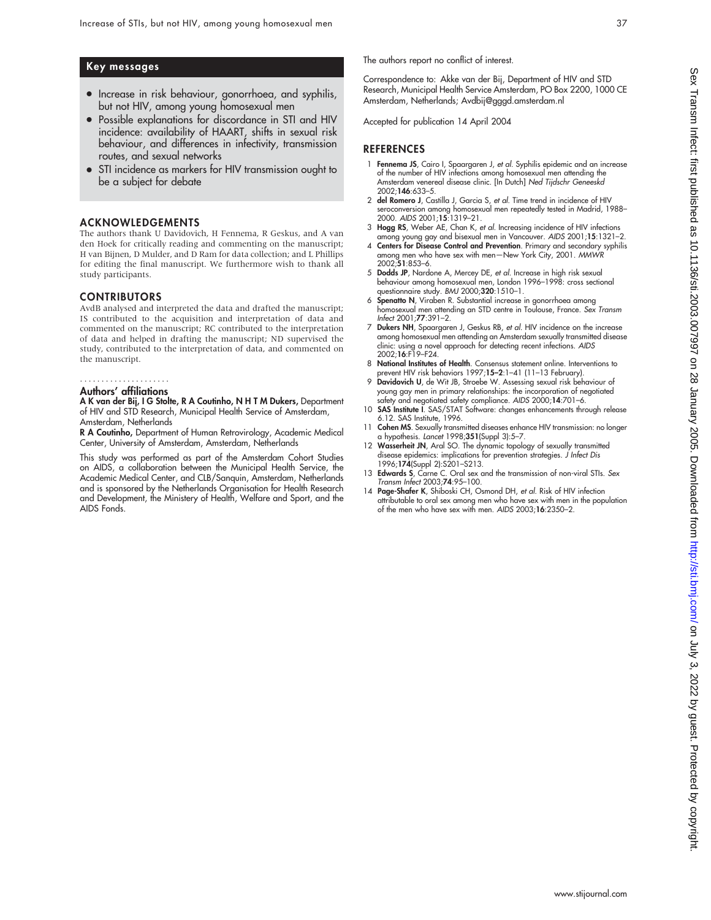## Key messages

- Increase in risk behaviour, gonorrhoea, and syphilis, but not HIV, among young homosexual men
- Possible explanations for discordance in STI and HIV incidence: availability of HAART, shifts in sexual risk behaviour, and differences in infectivity, transmission routes, and sexual networks
- STI incidence as markers for HIV transmission ought to be a subject for debate

## ACKNOWLEDGEMENTS

The authors thank U Davidovich, H Fennema, R Geskus, and A van den Hoek for critically reading and commenting on the manuscript; H van Bijnen, D Mulder, and D Ram for data collection; and L Phillips for editing the final manuscript. We furthermore wish to thank all study participants.

## CONTRIBUTORS

AvdB analysed and interpreted the data and drafted the manuscript; IS contributed to the acquisition and interpretation of data and commented on the manuscript; RC contributed to the interpretation of data and helped in drafting the manuscript; ND supervised the study, contributed to the interpretation of data, and commented on the manuscript.

### Authors' affiliations

**A K van der Bij, I G Stolte, R A Coutinho, N H T M Dukers,** Department of HIV and STD Research, Municipal Health Service of Amsterdam, Amsterdam, Netherlands

**R A Coutinho,** Department of Human Retrovirology, Academic Medical Center, University of Amsterdam, Amsterdam, Netherlands

This study was performed as part of the Amsterdam Cohort Studies on AIDS, a collaboration between the Municipal Health Service, the Academic Medical Center, and CLB/Sanquin, Amsterdam, Netherlands and is sponsored by the Netherlands Organisation for Health Research and Development, the Ministery of Health, Welfare and Sport, and the AIDS Fonds.

The authors report no conflict of interest.

Correspondence to: Akke van der Bij, Department of HIV and STD Research, Municipal Health Service Amsterdam, PO Box 2200, 1000 CE Amsterdam, Netherlands; Avdbij@gggd.amsterdam.nl

Accepted for publication 14 April 2004

## REFERENCES

1. **Fennema JS**, Cairo I, Spaargaren J, *et al*. Syphilis epidemic and an increase of the number of HIV infections among homosexual men attending the Amsterdam venereal disease clinic. [In Dutch] *Ned Tijdschr Geneeskd* 2002;**146**:633–5.
2. **del Romero J**, Castilla J, Garcia S, *et al*. Time trend in incidence of HIV seroconversion among homosexual men repeatedly tested in Madrid, 1988–2000. *AIDS* 2001;**15**:1319–21.
3. **Hogg RS**, Weber AE, Chan K, *et al*. Increasing incidence of HIV infections among young gay and bisexual men in Vancouver. *AIDS* 2001;**15**:1321–2.
4. **Centers for Disease Control and Prevention**. Primary and secondary syphilis among men who have sex with men—New York City, 2001. *MMWR* 2002;**51**:853–6.
5. **Dodds JP**, Nardone A, Mercey DE, *et al*. Increase in high risk sexual behaviour among homosexual men, London 1996–1998: cross sectional questionnaire study. *BMJ* 2000;**320**:1510–1.
6. **Spenatto N**, Viraben R. Substantial increase in gonorrhoea among homosexual men attending an STD centre in Toulouse, France. *Sex Transm Infect* 2001;**77**:391–2.
7. **Dukers NH**, Spaargaren J, Geskus RB, *et al*. HIV incidence on the increase among homosexual men attending an Amsterdam sexually transmitted disease clinic: using a novel approach for detecting recent infections. *AIDS* 2002;**16**:F19–F24.
8. **National Institutes of Health**. Consensus statement online. Interventions to prevent HIV risk behaviors 1997;**15–2**:1–41 (11–13 February).
9. **Davidovich U**, de Wit JB, Stroebe W. Assessing sexual risk behaviour of young gay men in primary relationships: the incorporation of negotiated safety and negotiated safety compliance. *AIDS* 2000;**14**:701–6.
10. **SAS Institute I**. SAS/STAT Software: changes enhancements through release 6.12. SAS Institute, 1996.
11. **Cohen MS**. Sexually transmitted diseases enhance HIV transmission: no longer a hypothesis. *Lancet* 1998;**351**(Suppl 3):5–7.
12. **Wasserheit JN**, Aral SO. The dynamic topology of sexually transmitted disease epidemics: implications for prevention strategies. *J Infect Dis* 1996;**174**(Suppl 2):S201–S213.
13. **Edwards S**, Carne C. Oral sex and the transmission of non-viral STIs. *Sex Transm Infect* 2003;**74**:95–100.
14. **Page-Shafer K**, Shiboski CH, Osmond DH, *et al*. Risk of HIV infection attributable to oral sex among men who have sex with men in the population of the men who have sex with men. *AIDS* 2003;**16**:2350–2.